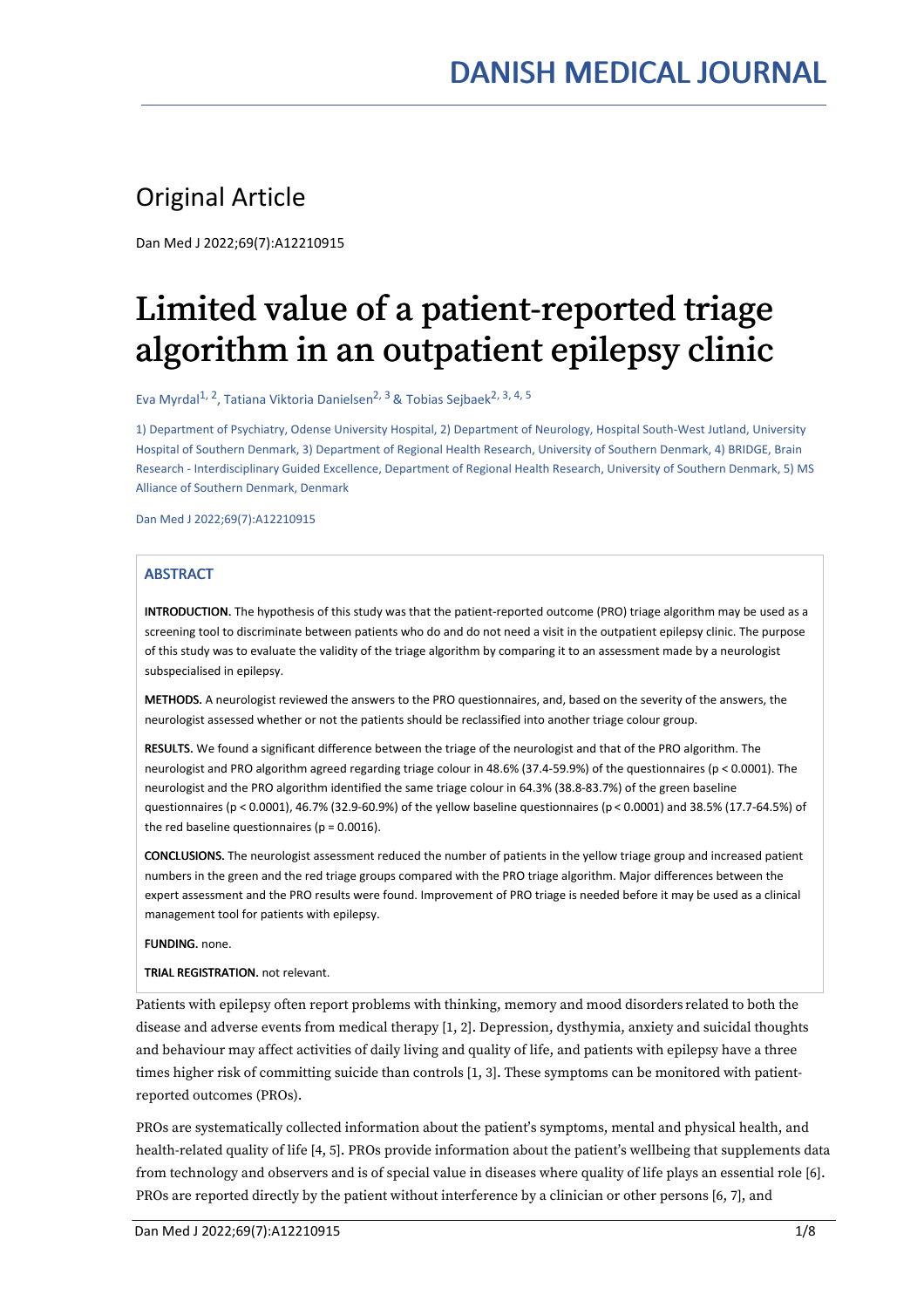Original Article

Dan Med J 2022;69(7):A12210915

# Limited value of a patient-reported triage algorithm in an outpatient epilepsy clinic

Eva Myrdal[1, 2], Tatiana Viktoria Danielsen[2, 3] & Tobias Sejbaek[2, 3, 4, 5]

1) Department of Psychiatry, Odense University Hospital, 2) Department of Neurology, Hospital South-West Jutland, University Hospital of Southern Denmark, 3) Department of Regional Health Research, University of Southern Denmark, 4) BRIDGE, Brain Research - Interdisciplinary Guided Excellence, Department of Regional Health Research, University of Southern Denmark, 5) MS Alliance of Southern Denmark, Denmark

Dan Med J 2022;69(7):A12210915

## ABSTRACT

**INTRODUCTION.** The hypothesis of this study was that the patient-reported outcome (PRO) triage algorithm may be used as a screening tool to discriminate between patients who do and do not need a visit in the outpatient epilepsy clinic. The purpose of this study was to evaluate the validity of the triage algorithm by comparing it to an assessment made by a neurologist subspecialised in epilepsy.

**METHODS.** A neurologist reviewed the answers to the PRO questionnaires, and, based on the severity of the answers, the neurologist assessed whether or not the patients should be reclassified into another triage colour group.

**RESULTS.** We found a significant difference between the triage of the neurologist and that of the PRO algorithm. The neurologist and PRO algorithm agreed regarding triage colour in 48.6% (37.4-59.9%) of the questionnaires ($p < 0.0001$). The neurologist and the PRO algorithm identified the same triage colour in 64.3% (38.8-83.7%) of the green baseline questionnaires ($p < 0.0001$), 46.7% (32.9-60.9%) of the yellow baseline questionnaires ($p < 0.0001$) and 38.5% (17.7-64.5%) of the red baseline questionnaires ($p = 0.0016$).

**CONCLUSIONS.** The neurologist assessment reduced the number of patients in the yellow triage group and increased patient numbers in the green and the red triage groups compared with the PRO triage algorithm. Major differences between the expert assessment and the PRO results were found. Improvement of PRO triage is needed before it may be used as a clinical management tool for patients with epilepsy.

**FUNDING.** none.

**TRIAL REGISTRATION.** not relevant.

Patients with epilepsy often report problems with thinking, memory and mood disorders related to both the disease and adverse events from medical therapy [1, 2]. Depression, dysthymia, anxiety and suicidal thoughts and behaviour may affect activities of daily living and quality of life, and patients with epilepsy have a three times higher risk of committing suicide than controls [1, 3]. These symptoms can be monitored with patient-reported outcomes (PROs).

PROs are systematically collected information about the patient's symptoms, mental and physical health, and health-related quality of life [4, 5]. PROs provide information about the patient's wellbeing that supplements data from technology and observers and is of special value in diseases where quality of life plays an essential role [6]. PROs are reported directly by the patient without interference by a clinician or other persons [6, 7], and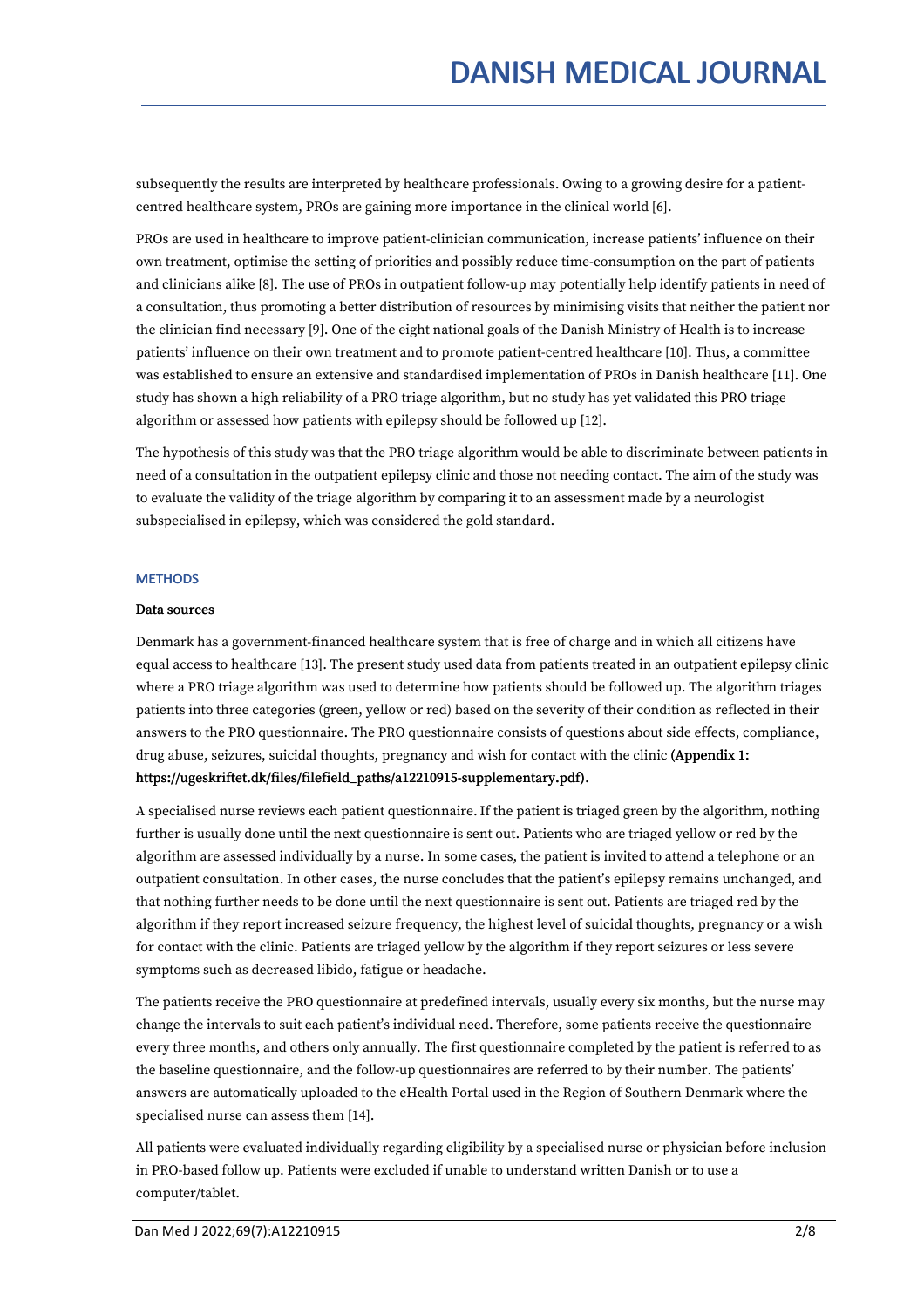subsequently the results are interpreted by healthcare professionals. Owing to a growing desire for a patient-centred healthcare system, PROs are gaining more importance in the clinical world [6].

PROs are used in healthcare to improve patient-clinician communication, increase patients' influence on their own treatment, optimise the setting of priorities and possibly reduce time-consumption on the part of patients and clinicians alike [8]. The use of PROs in outpatient follow-up may potentially help identify patients in need of a consultation, thus promoting a better distribution of resources by minimising visits that neither the patient nor the clinician find necessary [9]. One of the eight national goals of the Danish Ministry of Health is to increase patients' influence on their own treatment and to promote patient-centred healthcare [10]. Thus, a committee was established to ensure an extensive and standardised implementation of PROs in Danish healthcare [11]. One study has shown a high reliability of a PRO triage algorithm, but no study has yet validated this PRO triage algorithm or assessed how patients with epilepsy should be followed up [12].

The hypothesis of this study was that the PRO triage algorithm would be able to discriminate between patients in need of a consultation in the outpatient epilepsy clinic and those not needing contact. The aim of the study was to evaluate the validity of the triage algorithm by comparing it to an assessment made by a neurologist subspecialised in epilepsy, which was considered the gold standard.

## METHODS

### Data sources

Denmark has a government-financed healthcare system that is free of charge and in which all citizens have equal access to healthcare [13]. The present study used data from patients treated in an outpatient epilepsy clinic where a PRO triage algorithm was used to determine how patients should be followed up. The algorithm triages patients into three categories (green, yellow or red) based on the severity of their condition as reflected in their answers to the PRO questionnaire. The PRO questionnaire consists of questions about side effects, compliance, drug abuse, seizures, suicidal thoughts, pregnancy and wish for contact with the clinic **(Appendix 1: https://ugeskriftet.dk/files/filefield_paths/a12210915-supplementary.pdf)**.

A specialised nurse reviews each patient questionnaire. If the patient is triaged green by the algorithm, nothing further is usually done until the next questionnaire is sent out. Patients who are triaged yellow or red by the algorithm are assessed individually by a nurse. In some cases, the patient is invited to attend a telephone or an outpatient consultation. In other cases, the nurse concludes that the patient's epilepsy remains unchanged, and that nothing further needs to be done until the next questionnaire is sent out. Patients are triaged red by the algorithm if they report increased seizure frequency, the highest level of suicidal thoughts, pregnancy or a wish for contact with the clinic. Patients are triaged yellow by the algorithm if they report seizures or less severe symptoms such as decreased libido, fatigue or headache.

The patients receive the PRO questionnaire at predefined intervals, usually every six months, but the nurse may change the intervals to suit each patient's individual need. Therefore, some patients receive the questionnaire every three months, and others only annually. The first questionnaire completed by the patient is referred to as the baseline questionnaire, and the follow-up questionnaires are referred to by their number. The patients' answers are automatically uploaded to the eHealth Portal used in the Region of Southern Denmark where the specialised nurse can assess them [14].

All patients were evaluated individually regarding eligibility by a specialised nurse or physician before inclusion in PRO-based follow up. Patients were excluded if unable to understand written Danish or to use a computer/tablet.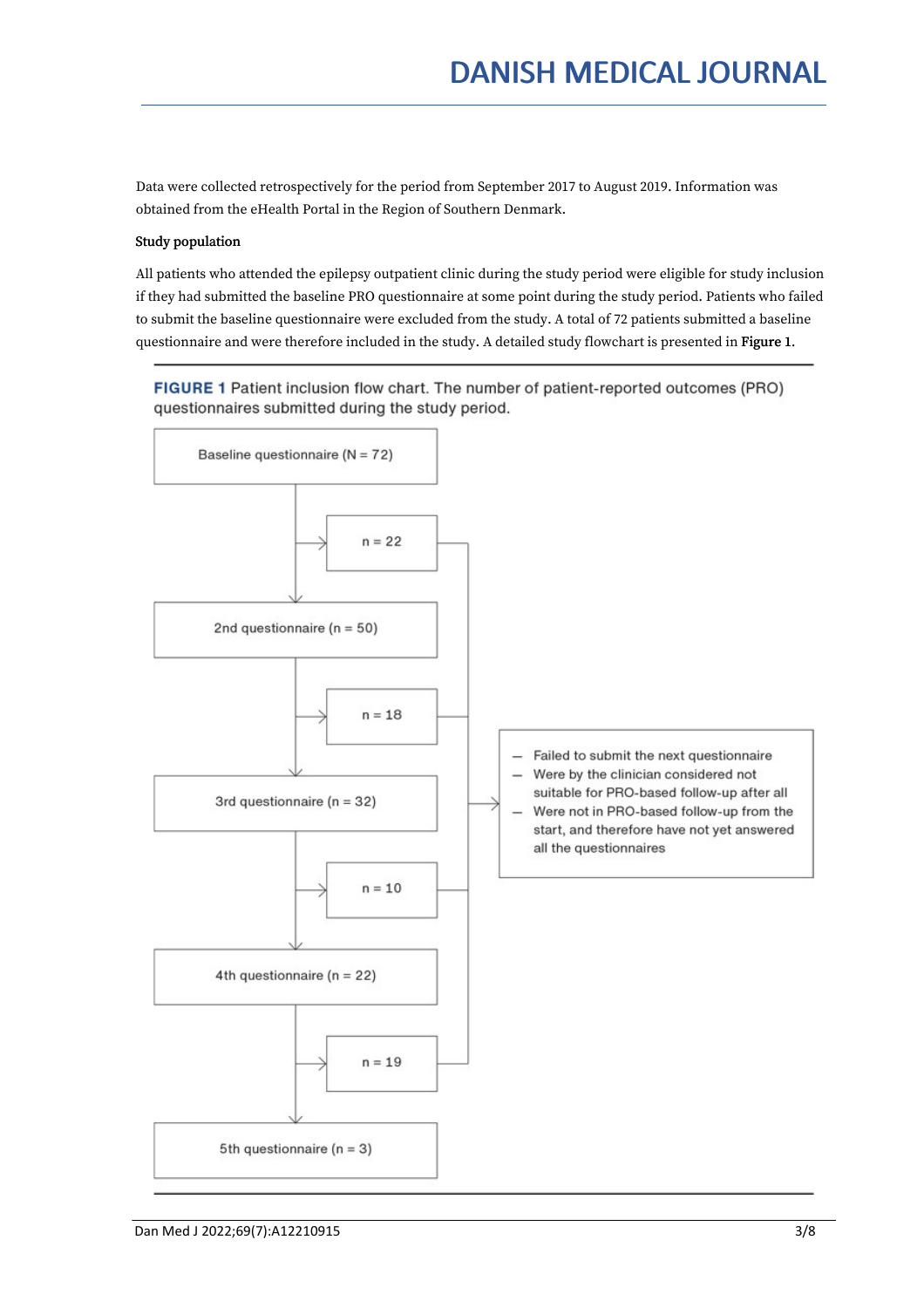Data were collected retrospectively for the period from September 2017 to August 2019. Information was obtained from the eHealth Portal in the Region of Southern Denmark.

**Study population**

All patients who attended the epilepsy outpatient clinic during the study period were eligible for study inclusion if they had submitted the baseline PRO questionnaire at some point during the study period. Patients who failed to submit the baseline questionnaire were excluded from the study. A total of 72 patients submitted a baseline questionnaire and were therefore included in the study. A detailed study flowchart is presented in **Figure 1**.

**FIGURE 1** Patient inclusion flow chart. The number of patient-reported outcomes (PRO) questionnaires submitted during the study period.

Baseline questionnaire (N = 72)

→ n = 22

2nd questionnaire (n = 50)

→ n = 18

3rd questionnaire (n = 32)

→ n = 10

4th questionnaire (n = 22)

→ n = 19

5th questionnaire (n = 3)

- Failed to submit the next questionnaire
- Were by the clinician considered not suitable for PRO-based follow-up after all
- Were not in PRO-based follow-up from the start, and therefore have not yet answered all the questionnaires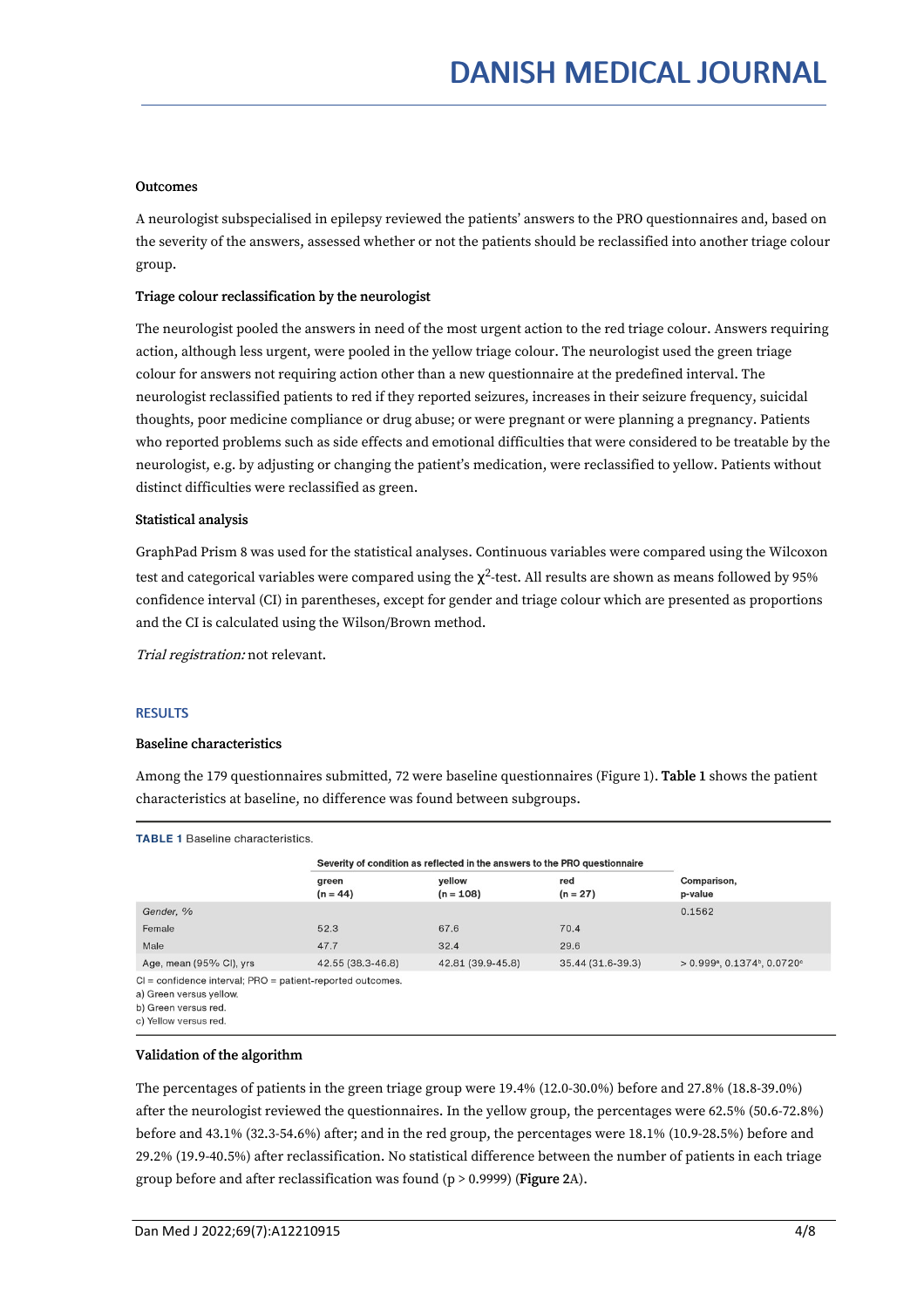### Outcomes

A neurologist subspecialised in epilepsy reviewed the patients' answers to the PRO questionnaires and, based on the severity of the answers, assessed whether or not the patients should be reclassified into another triage colour group.

### Triage colour reclassification by the neurologist

The neurologist pooled the answers in need of the most urgent action to the red triage colour. Answers requiring action, although less urgent, were pooled in the yellow triage colour. The neurologist used the green triage colour for answers not requiring action other than a new questionnaire at the predefined interval. The neurologist reclassified patients to red if they reported seizures, increases in their seizure frequency, suicidal thoughts, poor medicine compliance or drug abuse; or were pregnant or were planning a pregnancy. Patients who reported problems such as side effects and emotional difficulties that were considered to be treatable by the neurologist, e.g. by adjusting or changing the patient's medication, were reclassified to yellow. Patients without distinct difficulties were reclassified as green.

### Statistical analysis

GraphPad Prism 8 was used for the statistical analyses. Continuous variables were compared using the Wilcoxon test and categorical variables were compared using the $\chi^2$-test. All results are shown as means followed by 95% confidence interval (CI) in parentheses, except for gender and triage colour which are presented as proportions and the CI is calculated using the Wilson/Brown method.

*Trial registration:* not relevant.

## RESULTS

### Baseline characteristics

Among the 179 questionnaires submitted, 72 were baseline questionnaires (Figure 1). **Table 1** shows the patient characteristics at baseline, no difference was found between subgroups.

**TABLE 1** Baseline characteristics.

| | Severity of condition as reflected in the answers to the PRO questionnaire | | | |
|---|---|---|---|---|
| | green (n = 44) | yellow (n = 108) | red (n = 27) | Comparison, p-value |
| *Gender, %* | | | | 0.1562 |
| Female | 52.3 | 67.6 | 70.4 | |
| Male | 47.7 | 32.4 | 29.6 | |
| Age, mean (95% CI), yrs | 42.55 (38.3-46.8) | 42.81 (39.9-45.8) | 35.44 (31.6-39.3) | > 0.999[a], 0.1374[b], 0.0720[c] |

CI = confidence interval; PRO = patient-reported outcomes.
a) Green versus yellow.
b) Green versus red.
c) Yellow versus red.

### Validation of the algorithm

The percentages of patients in the green triage group were 19.4% (12.0-30.0%) before and 27.8% (18.8-39.0%) after the neurologist reviewed the questionnaires. In the yellow group, the percentages were 62.5% (50.6-72.8%) before and 43.1% (32.3-54.6%) after; and in the red group, the percentages were 18.1% (10.9-28.5%) before and 29.2% (19.9-40.5%) after reclassification. No statistical difference between the number of patients in each triage group before and after reclassification was found ($p > 0.9999$) (**Figure 2**A).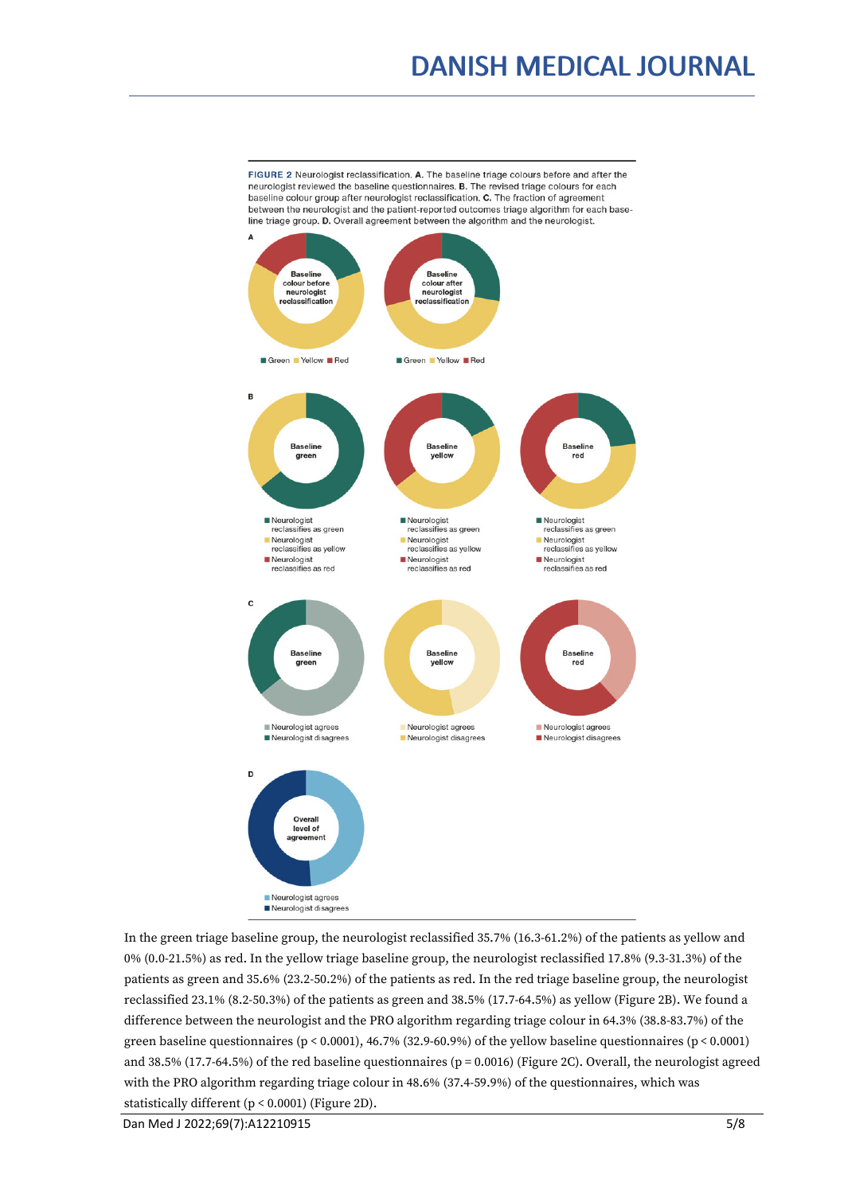FIGURE 2 Neurologist reclassification. **A.** The baseline triage colours before and after the neurologist reviewed the baseline questionnaires. **B.** The revised triage colours for each baseline colour group after neurologist reclassification. **C.** The fraction of agreement between the neurologist and the patient-reported outcomes triage algorithm for each baseline triage group. **D.** Overall agreement between the algorithm and the neurologist.

In the green triage baseline group, the neurologist reclassified 35.7% (16.3-61.2%) of the patients as yellow and 0% (0.0-21.5%) as red. In the yellow triage baseline group, the neurologist reclassified 17.8% (9.3-31.3%) of the patients as green and 35.6% (23.2-50.2%) of the patients as red. In the red triage baseline group, the neurologist reclassified 23.1% (8.2-50.3%) of the patients as green and 38.5% (17.7-64.5%) as yellow (Figure 2B). We found a difference between the neurologist and the PRO algorithm regarding triage colour in 64.3% (38.8-83.7%) of the green baseline questionnaires ($p < 0.0001$), 46.7% (32.9-60.9%) of the yellow baseline questionnaires ($p < 0.0001$) and 38.5% (17.7-64.5%) of the red baseline questionnaires ($p = 0.0016$) (Figure 2C). Overall, the neurologist agreed with the PRO algorithm regarding triage colour in 48.6% (37.4-59.9%) of the questionnaires, which was statistically different ($p < 0.0001$) (Figure 2D).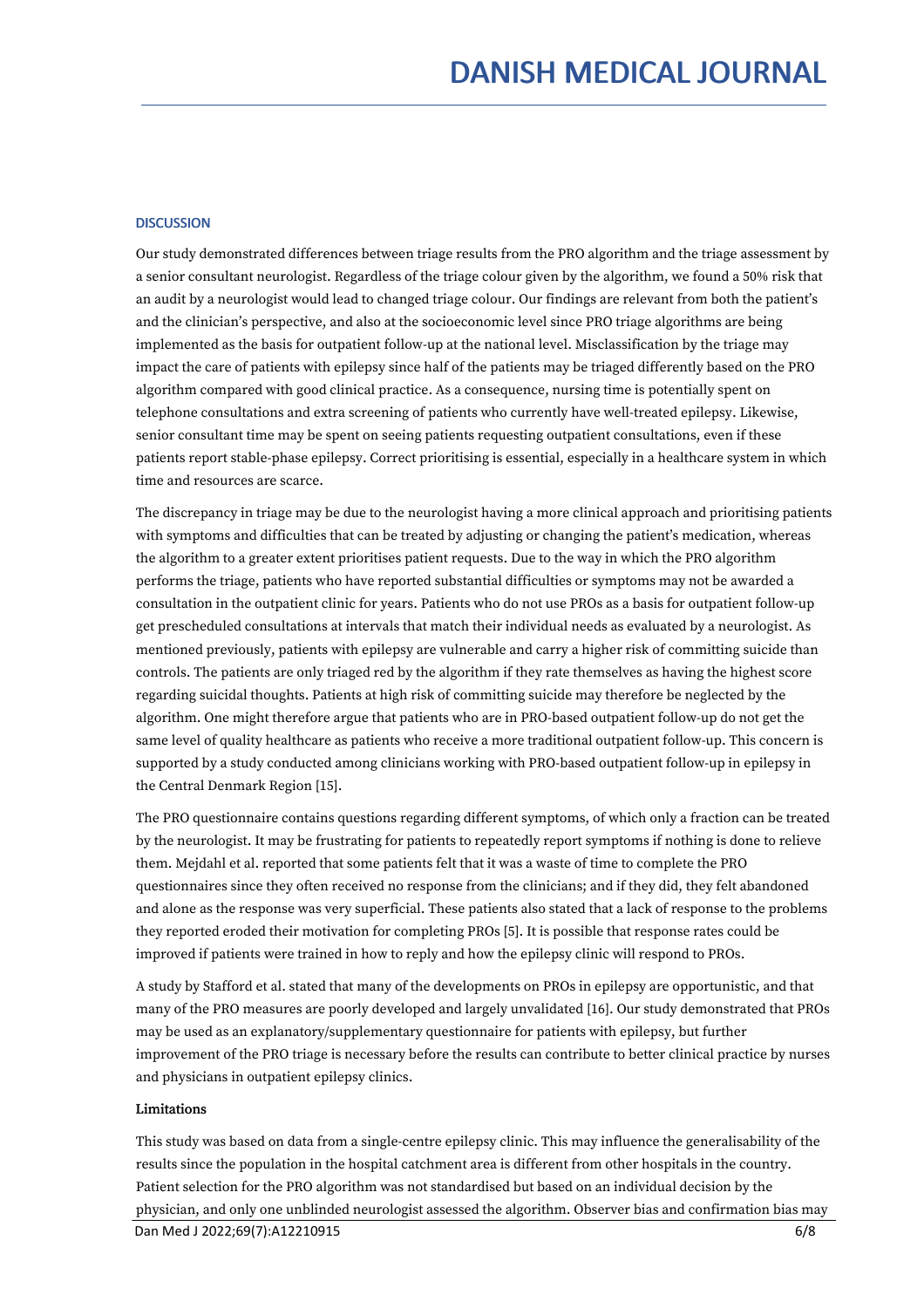## DISCUSSION

Our study demonstrated differences between triage results from the PRO algorithm and the triage assessment by a senior consultant neurologist. Regardless of the triage colour given by the algorithm, we found a 50% risk that an audit by a neurologist would lead to changed triage colour. Our findings are relevant from both the patient's and the clinician's perspective, and also at the socioeconomic level since PRO triage algorithms are being implemented as the basis for outpatient follow-up at the national level. Misclassification by the triage may impact the care of patients with epilepsy since half of the patients may be triaged differently based on the PRO algorithm compared with good clinical practice. As a consequence, nursing time is potentially spent on telephone consultations and extra screening of patients who currently have well-treated epilepsy. Likewise, senior consultant time may be spent on seeing patients requesting outpatient consultations, even if these patients report stable-phase epilepsy. Correct prioritising is essential, especially in a healthcare system in which time and resources are scarce.

The discrepancy in triage may be due to the neurologist having a more clinical approach and prioritising patients with symptoms and difficulties that can be treated by adjusting or changing the patient's medication, whereas the algorithm to a greater extent prioritises patient requests. Due to the way in which the PRO algorithm performs the triage, patients who have reported substantial difficulties or symptoms may not be awarded a consultation in the outpatient clinic for years. Patients who do not use PROs as a basis for outpatient follow-up get prescheduled consultations at intervals that match their individual needs as evaluated by a neurologist. As mentioned previously, patients with epilepsy are vulnerable and carry a higher risk of committing suicide than controls. The patients are only triaged red by the algorithm if they rate themselves as having the highest score regarding suicidal thoughts. Patients at high risk of committing suicide may therefore be neglected by the algorithm. One might therefore argue that patients who are in PRO-based outpatient follow-up do not get the same level of quality healthcare as patients who receive a more traditional outpatient follow-up. This concern is supported by a study conducted among clinicians working with PRO-based outpatient follow-up in epilepsy in the Central Denmark Region [15].

The PRO questionnaire contains questions regarding different symptoms, of which only a fraction can be treated by the neurologist. It may be frustrating for patients to repeatedly report symptoms if nothing is done to relieve them. Mejdahl et al. reported that some patients felt that it was a waste of time to complete the PRO questionnaires since they often received no response from the clinicians; and if they did, they felt abandoned and alone as the response was very superficial. These patients also stated that a lack of response to the problems they reported eroded their motivation for completing PROs [5]. It is possible that response rates could be improved if patients were trained in how to reply and how the epilepsy clinic will respond to PROs.

A study by Stafford et al. stated that many of the developments on PROs in epilepsy are opportunistic, and that many of the PRO measures are poorly developed and largely unvalidated [16]. Our study demonstrated that PROs may be used as an explanatory/supplementary questionnaire for patients with epilepsy, but further improvement of the PRO triage is necessary before the results can contribute to better clinical practice by nurses and physicians in outpatient epilepsy clinics.

### Limitations

This study was based on data from a single-centre epilepsy clinic. This may influence the generalisability of the results since the population in the hospital catchment area is different from other hospitals in the country. Patient selection for the PRO algorithm was not standardised but based on an individual decision by the physician, and only one unblinded neurologist assessed the algorithm. Observer bias and confirmation bias may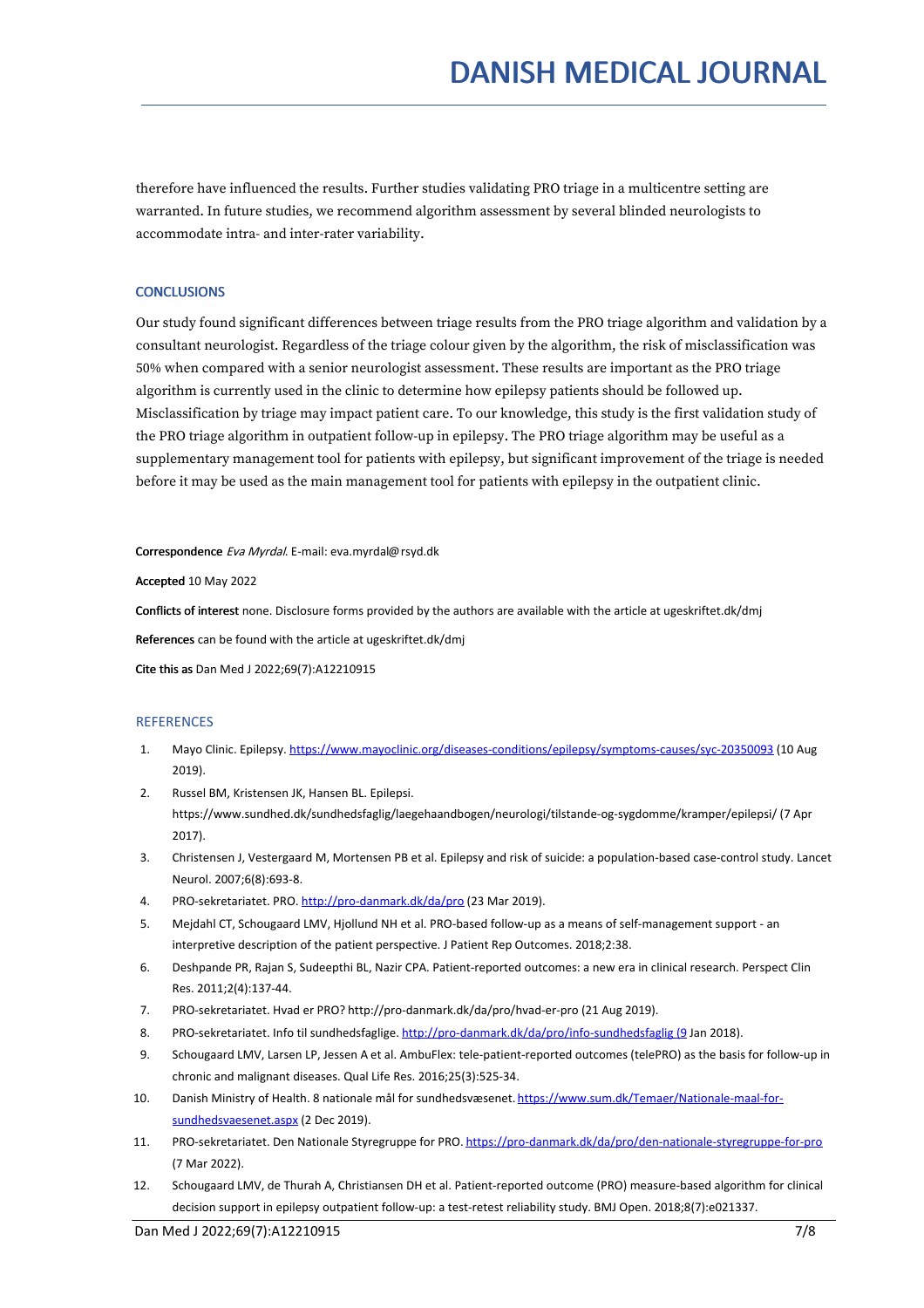therefore have influenced the results. Further studies validating PRO triage in a multicentre setting are warranted. In future studies, we recommend algorithm assessment by several blinded neurologists to accommodate intra- and inter-rater variability.

## CONCLUSIONS

Our study found significant differences between triage results from the PRO triage algorithm and validation by a consultant neurologist. Regardless of the triage colour given by the algorithm, the risk of misclassification was 50% when compared with a senior neurologist assessment. These results are important as the PRO triage algorithm is currently used in the clinic to determine how epilepsy patients should be followed up. Misclassification by triage may impact patient care. To our knowledge, this study is the first validation study of the PRO triage algorithm in outpatient follow-up in epilepsy. The PRO triage algorithm may be useful as a supplementary management tool for patients with epilepsy, but significant improvement of the triage is needed before it may be used as the main management tool for patients with epilepsy in the outpatient clinic.

**Correspondence** *Eva Myrdal*. E-mail: eva.myrdal@rsyd.dk

**Accepted** 10 May 2022

**Conflicts of interest** none. Disclosure forms provided by the authors are available with the article at ugeskriftet.dk/dmj

**References** can be found with the article at ugeskriftet.dk/dmj

**Cite this as** Dan Med J 2022;69(7):A12210915

## REFERENCES

1. Mayo Clinic. Epilepsy. https://www.mayoclinic.org/diseases-conditions/epilepsy/symptoms-causes/syc-20350093 (10 Aug 2019).
2. Russel BM, Kristensen JK, Hansen BL. Epilepsi. https://www.sundhed.dk/sundhedsfaglig/laegehaandbogen/neurologi/tilstande-og-sygdomme/kramper/epilepsi/ (7 Apr 2017).
3. Christensen J, Vestergaard M, Mortensen PB et al. Epilepsy and risk of suicide: a population-based case-control study. Lancet Neurol. 2007;6(8):693-8.
4. PRO-sekretariatet. PRO. http://pro-danmark.dk/da/pro (23 Mar 2019).
5. Mejdahl CT, Schougaard LMV, Hjollund NH et al. PRO-based follow-up as a means of self-management support - an interpretive description of the patient perspective. J Patient Rep Outcomes. 2018;2:38.
6. Deshpande PR, Rajan S, Sudeepthi BL, Nazir CPA. Patient-reported outcomes: a new era in clinical research. Perspect Clin Res. 2011;2(4):137-44.
7. PRO-sekretariatet. Hvad er PRO? http://pro-danmark.dk/da/pro/hvad-er-pro (21 Aug 2019).
8. PRO-sekretariatet. Info til sundhedsfaglige. http://pro-danmark.dk/da/pro/info-sundhedsfaglig (9 Jan 2018).
9. Schougaard LMV, Larsen LP, Jessen A et al. AmbuFlex: tele-patient-reported outcomes (telePRO) as the basis for follow-up in chronic and malignant diseases. Qual Life Res. 2016;25(3):525-34.
10. Danish Ministry of Health. 8 nationale mål for sundhedsvæsenet. https://www.sum.dk/Temaer/Nationale-maal-for-sundhedsvaesenet.aspx (2 Dec 2019).
11. PRO-sekretariatet. Den Nationale Styregruppe for PRO. https://pro-danmark.dk/da/pro/den-nationale-styregruppe-for-pro (7 Mar 2022).
12. Schougaard LMV, de Thurah A, Christiansen DH et al. Patient-reported outcome (PRO) measure-based algorithm for clinical decision support in epilepsy outpatient follow-up: a test-retest reliability study. BMJ Open. 2018;8(7):e021337.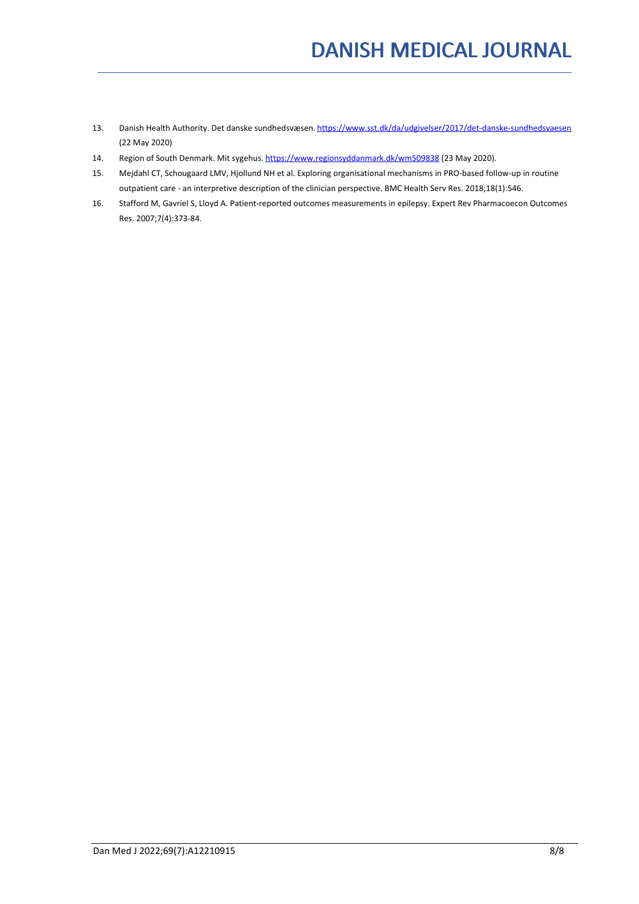13. Danish Health Authority. Det danske sundhedsvæsen. https://www.sst.dk/da/udgivelser/2017/det-danske-sundhedsvaesen (22 May 2020)
14. Region of South Denmark. Mit sygehus. https://www.regionsyddanmark.dk/wm509838 (23 May 2020).
15. Mejdahl CT, Schougaard LMV, Hjollund NH et al. Exploring organisational mechanisms in PRO-based follow-up in routine outpatient care - an interpretive description of the clinician perspective. BMC Health Serv Res. 2018;18(1):546.
16. Stafford M, Gavriel S, Lloyd A. Patient-reported outcomes measurements in epilepsy. Expert Rev Pharmacoecon Outcomes Res. 2007;7(4):373-84.